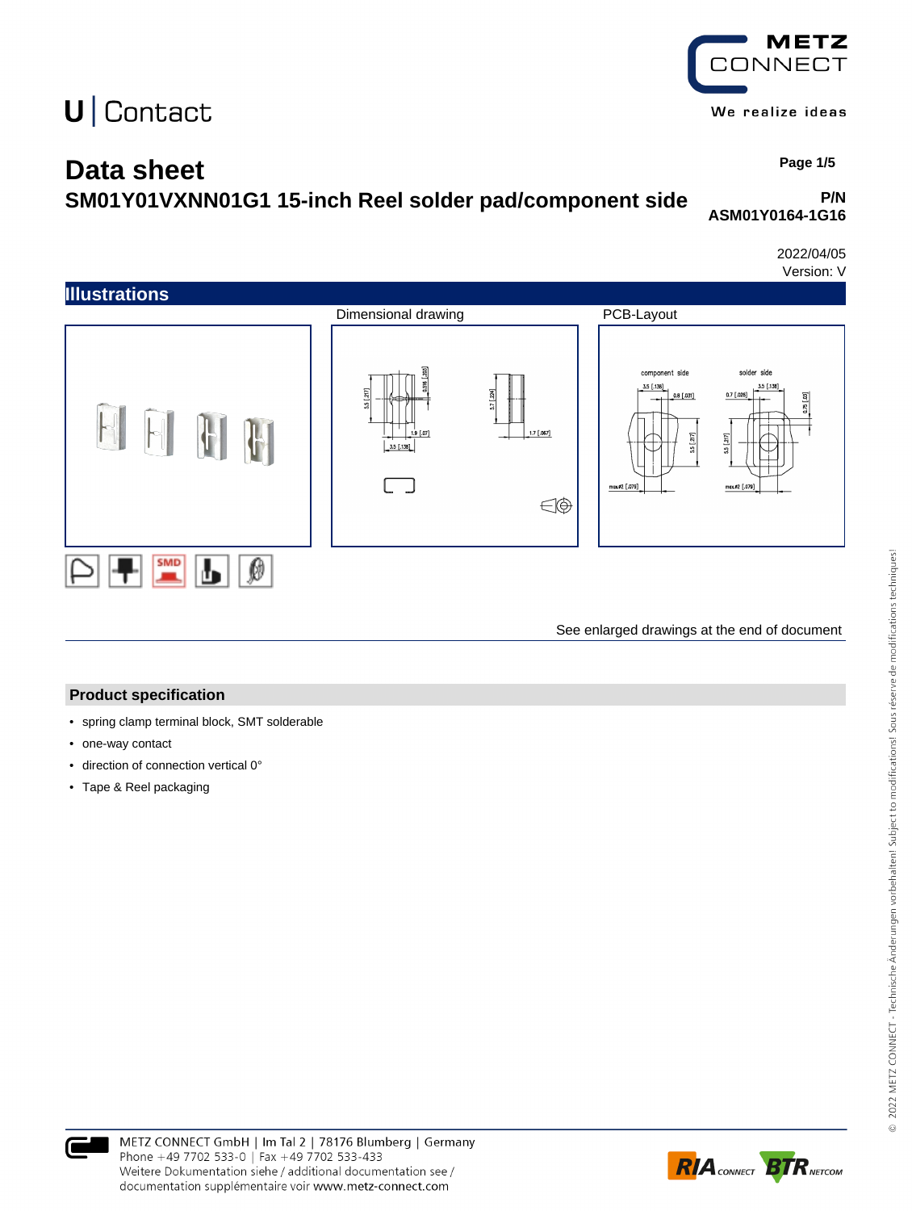U | Contact

# Data sheet

## SM01Y01VXNN01G1 15-inch Reel solder pad/component side

**P/N**
**ASM01Y0164-1G16**

2022/04/05
Version: V

## Illustrations

Dimensional drawing

PCB-Layout

See enlarged drawings at the end of document

## Product specification

- spring clamp terminal block, SMT solderable
- one-way contact
- direction of connection vertical 0°
- Tape & Reel packaging

METZ CONNECT GmbH | Im Tal 2 | 78176 Blumberg | Germany
Phone +49 7702 533-0 | Fax +49 7702 533-433
Weitere Dokumentation siehe / additional documentation see /
documentation supplémentaire voir www.metz-connect.com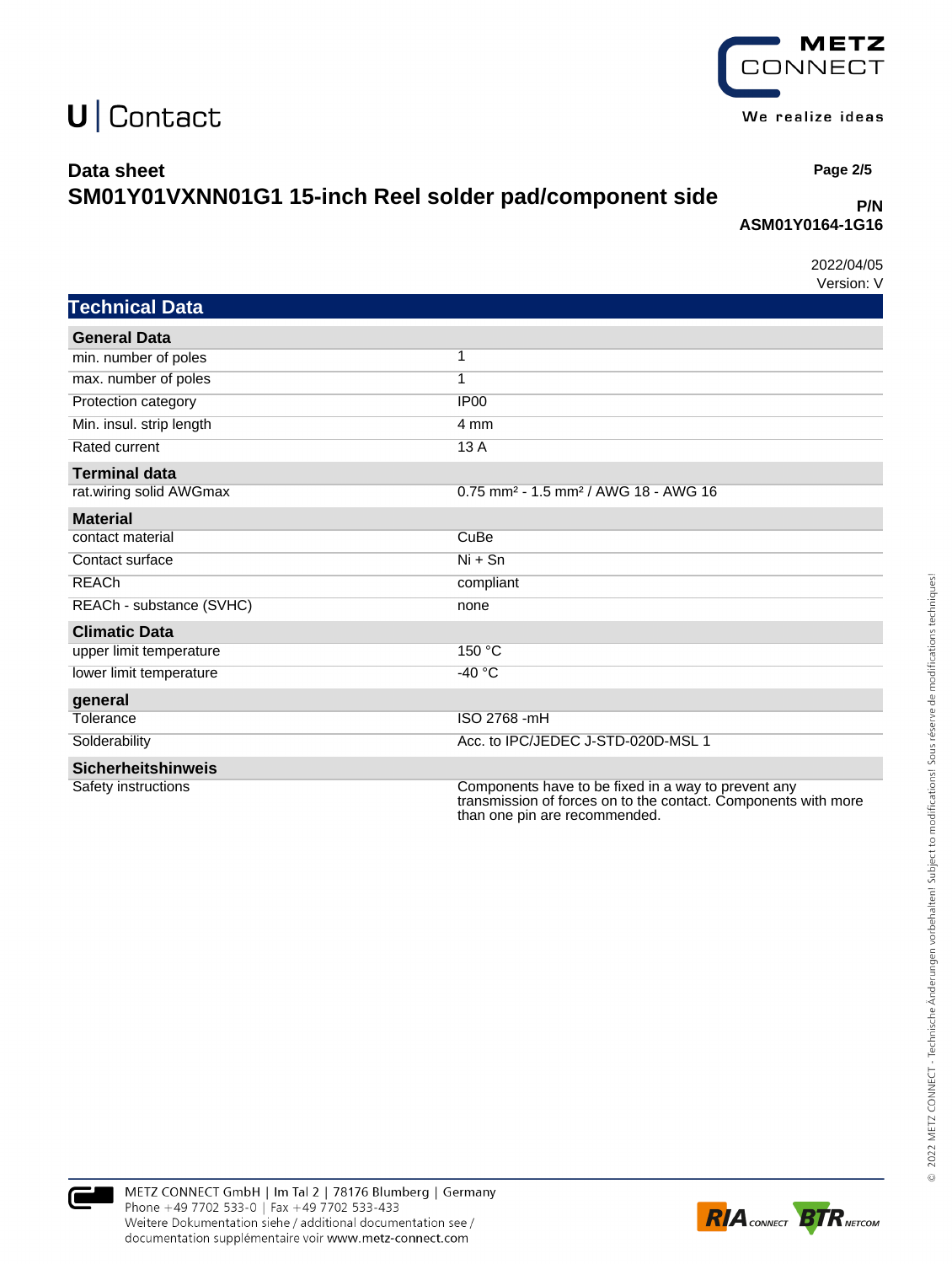U | Contact

**Data sheet**
**SM01Y01VXNN01G1 15-inch Reel solder pad/component side**

**P/N**
**ASM01Y0164-1G16**

2022/04/05
Version: V

## Technical Data

| **General Data** | |
|---|---|
| min. number of poles | 1 |
| max. number of poles | 1 |
| Protection category | IP00 |
| Min. insul. strip length | 4 mm |
| Rated current | 13 A |
| **Terminal data** | |
| rat.wiring solid AWGmax | 0.75 mm² - 1.5 mm² / AWG 18 - AWG 16 |
| **Material** | |
| contact material | CuBe |
| Contact surface | Ni + Sn |
| REACh | compliant |
| REACh - substance (SVHC) | none |
| **Climatic Data** | |
| upper limit temperature | 150 °C |
| lower limit temperature | -40 °C |
| **general** | |
| Tolerance | ISO 2768 -mH |
| Solderability | Acc. to IPC/JEDEC J-STD-020D-MSL 1 |
| **Sicherheitshinweis** | |
| Safety instructions | Components have to be fixed in a way to prevent any transmission of forces on to the contact. Components with more than one pin are recommended. |

METZ CONNECT GmbH | Im Tal 2 | 78176 Blumberg | Germany
Phone +49 7702 533-0 | Fax +49 7702 533-433
Weitere Dokumentation siehe / additional documentation see /
documentation supplémentaire voir www.metz-connect.com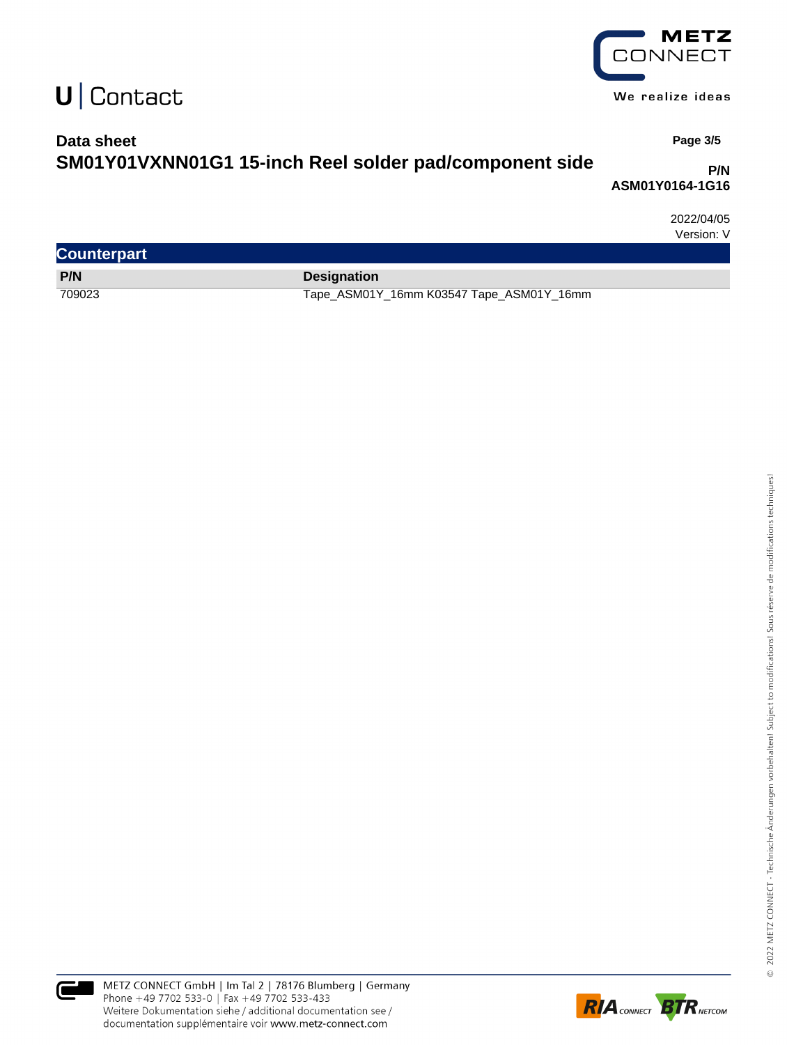**Data sheet**

**SM01Y01VXNN01G1 15-inch Reel solder pad/component side**

**P/N**
**ASM01Y0164-1G16**

2022/04/05
Version: V

## Counterpart

| P/N | Designation |
| --- | --- |
| 709023 | Tape_ASM01Y_16mm K03547 Tape_ASM01Y_16mm |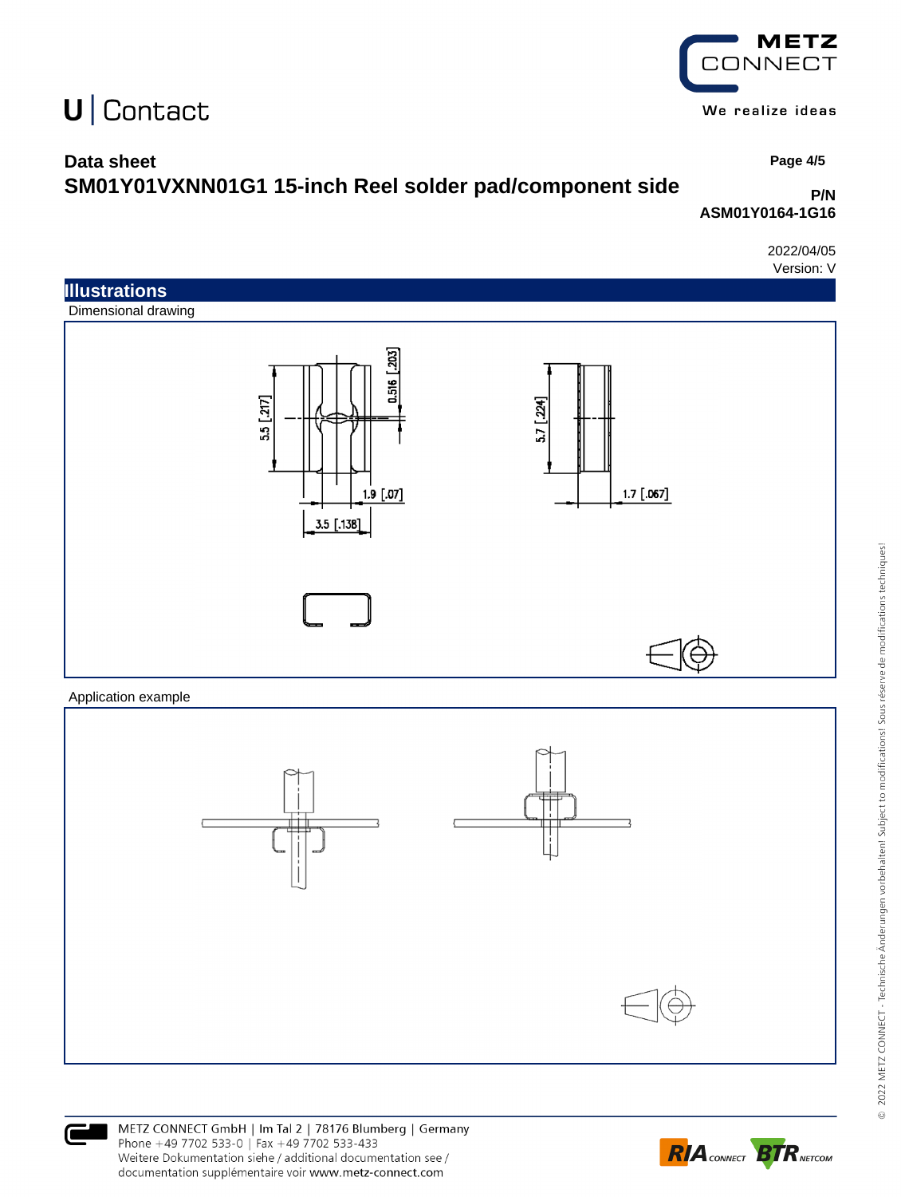U | Contact

## Data sheet
## SM01Y01VXNN01G1 15-inch Reel solder pad/component side

**P/N**
**ASM01Y0164-1G16**

2022/04/05
Version: V

## Illustrations

Dimensional drawing

Application example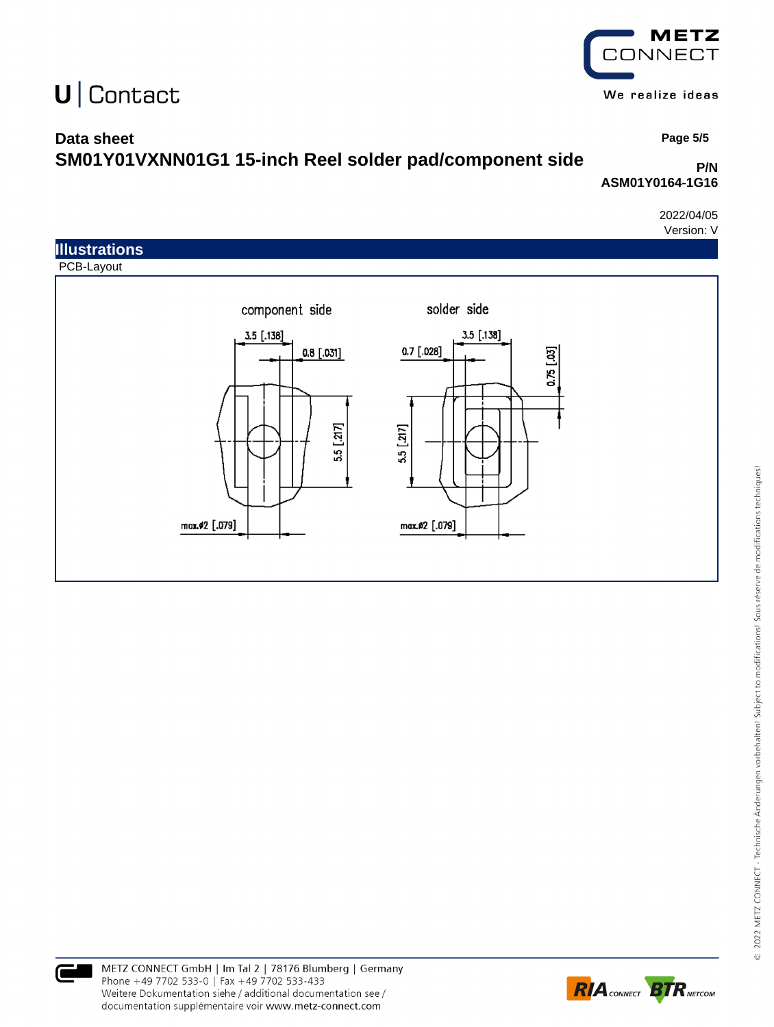# Data sheet
# SM01Y01VXNN01G1 15-inch Reel solder pad/component side

**P/N**
**ASM01Y0164-1G16**

2022/04/05
Version: V

## Illustrations

PCB-Layout

component side

3.5 [.138]
0.8 [.031]
5.5 [.217]
max.ø2 [.079]

solder side

3.5 [.138]
0.7 [.028]
0.75 [.03]
5.5 [.217]
max.ø2 [.079]

METZ CONNECT GmbH | Im Tal 2 | 78176 Blumberg | Germany
Phone +49 7702 533-0 | Fax +49 7702 533-433
Weitere Dokumentation siehe / additional documentation see /
documentation supplémentaire voir www.metz-connect.com

© 2022 METZ CONNECT - Technische Änderungen vorbehalten! Subject to modifications! Sous réserve de modifications techniques!